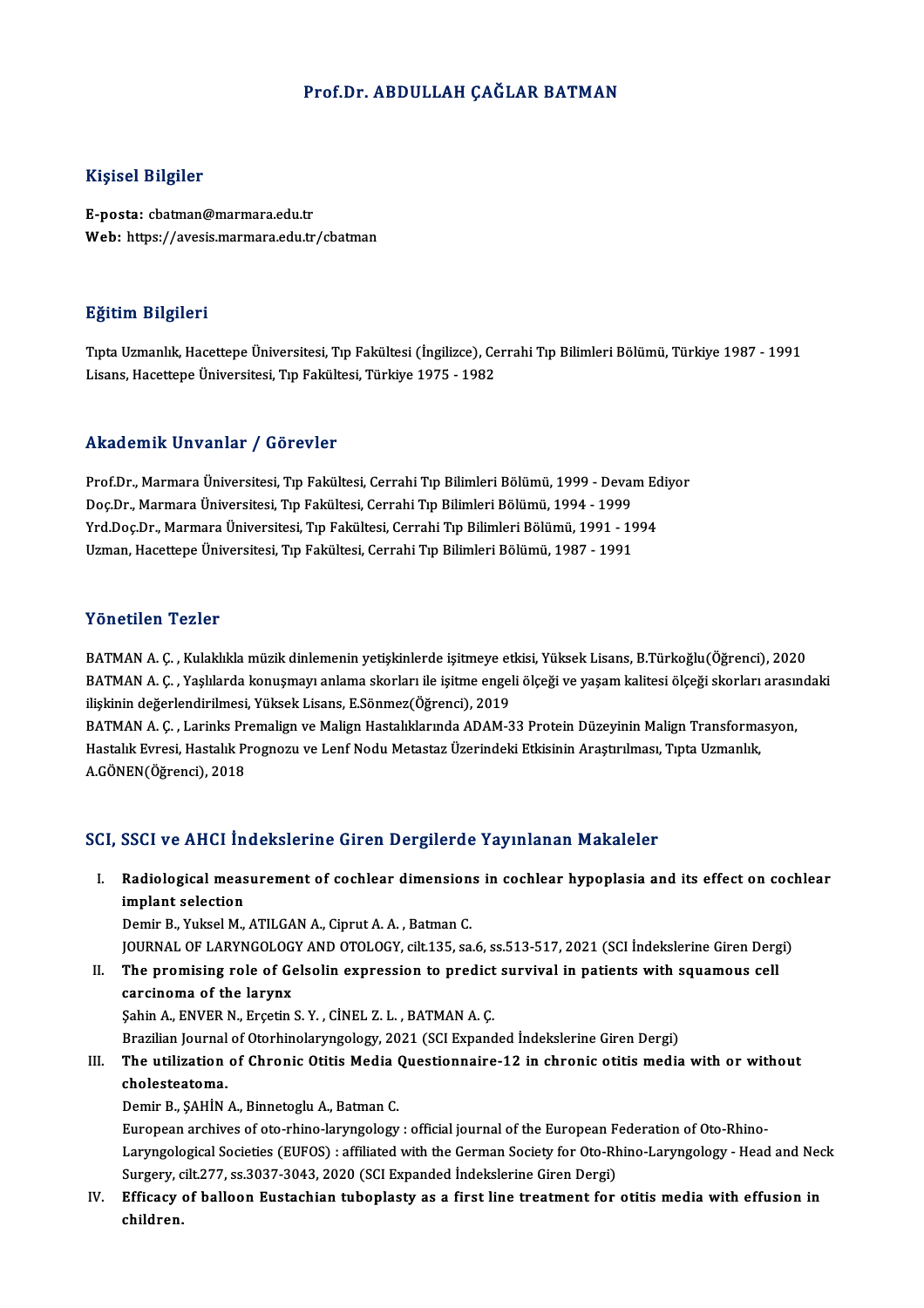# Prof.Dr. ABDULLAH ÇAĞLAR BATMAN

## Kişisel Bilgiler

**E-posta:** cbatman@marmara.edu.tr
**Web:** https://avesis.marmara.edu.tr/cbatman

## Eğitim Bilgileri

Tıpta Uzmanlık, Hacettepe Üniversitesi, Tıp Fakültesi (İngilizce), Cerrahi Tıp Bilimleri Bölümü, Türkiye 1987 - 1991
Lisans, Hacettepe Üniversitesi, Tıp Fakültesi, Türkiye 1975 - 1982

## Akademik Unvanlar / Görevler

Prof.Dr., Marmara Üniversitesi, Tıp Fakültesi, Cerrahi Tıp Bilimleri Bölümü, 1999 - Devam Ediyor
Doç.Dr., Marmara Üniversitesi, Tıp Fakültesi, Cerrahi Tıp Bilimleri Bölümü, 1994 - 1999
Yrd.Doç.Dr., Marmara Üniversitesi, Tıp Fakültesi, Cerrahi Tıp Bilimleri Bölümü, 1991 - 1994
Uzman, Hacettepe Üniversitesi, Tıp Fakültesi, Cerrahi Tıp Bilimleri Bölümü, 1987 - 1991

## Yönetilen Tezler

BATMAN A. Ç. , Kulaklıkla müzik dinlemenin yetişkinlerde işitmeye etkisi, Yüksek Lisans, B.Türkoğlu(Öğrenci), 2020
BATMAN A. Ç. , Yaşlılarda konuşmayı anlama skorları ile işitme engeli ölçeği ve yaşam kalitesi ölçeği skorları arasındaki ilişkinin değerlendirilmesi, Yüksek Lisans, E.Sönmez(Öğrenci), 2019
BATMAN A. Ç. , Larinks Premalign ve Malign Hastalıklarında ADAM-33 Protein Düzeyinin Malign Transformasyon, Hastalık Evresi, Hastalık Prognozu ve Lenf Nodu Metastaz Üzerindeki Etkisinin Araştırılması, Tıpta Uzmanlık, A.GÖNEN(Öğrenci), 2018

## SCI, SSCI ve AHCI İndekslerine Giren Dergilerde Yayınlanan Makaleler

I. **Radiological measurement of cochlear dimensions in cochlear hypoplasia and its effect on cochlear implant selection**
Demir B., Yuksel M., ATILGAN A., Ciprut A. A. , Batman C.
JOURNAL OF LARYNGOLOGY AND OTOLOGY, cilt.135, sa.6, ss.513-517, 2021 (SCI İndekslerine Giren Dergi)

II. **The promising role of Gelsolin expression to predict survival in patients with squamous cell carcinoma of the larynx**
Şahin A., ENVER N., Erçetin S. Y. , CİNEL Z. L. , BATMAN A. Ç.
Brazilian Journal of Otorhinolaryngology, 2021 (SCI Expanded İndekslerine Giren Dergi)

III. **The utilization of Chronic Otitis Media Questionnaire-12 in chronic otitis media with or without cholesteatoma.**
Demir B., ŞAHİN A., Binnetoglu A., Batman C.
European archives of oto-rhino-laryngology : official journal of the European Federation of Oto-Rhino-Laryngological Societies (EUFOS) : affiliated with the German Society for Oto-Rhino-Laryngology - Head and Neck Surgery, cilt.277, ss.3037-3043, 2020 (SCI Expanded İndekslerine Giren Dergi)

IV. **Efficacy of balloon Eustachian tuboplasty as a first line treatment for otitis media with effusion in children.**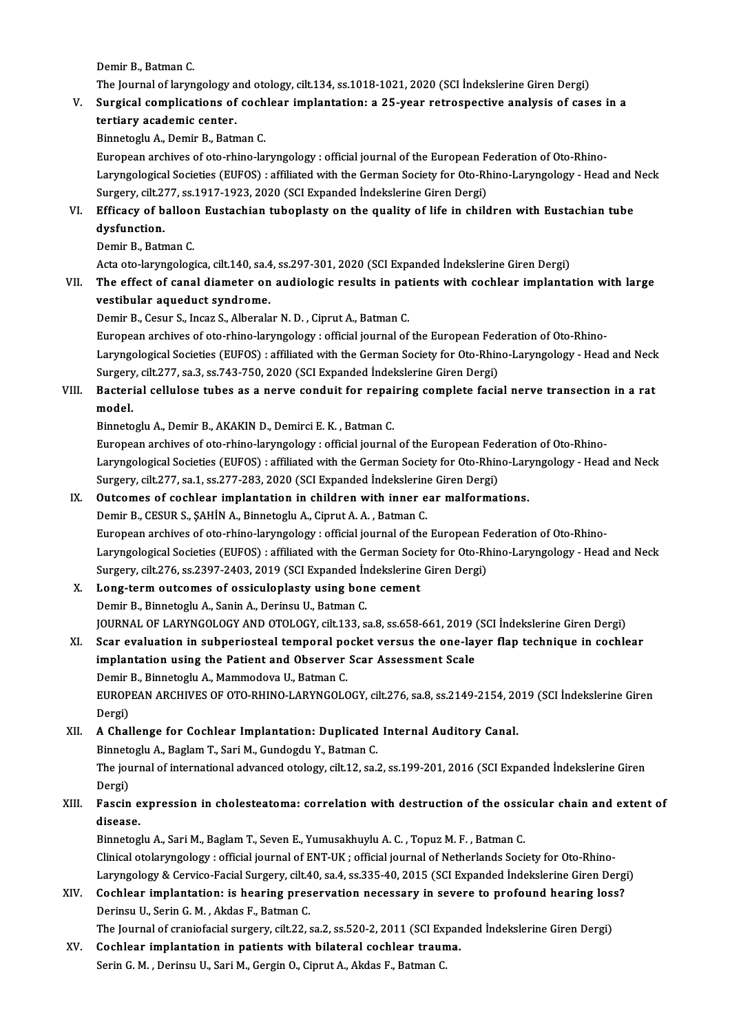Demir B., Batman C.
The Journal of laryngology and otology, cilt.134, ss.1018-1021, 2020 (SCI İndekslerine Giren Dergi)

V. **Surgical complications of cochlear implantation: a 25-year retrospective analysis of cases in a tertiary academic center.**
Binnetoglu A., Demir B., Batman C.
European archives of oto-rhino-laryngology : official journal of the European Federation of Oto-Rhino-Laryngological Societies (EUFOS) : affiliated with the German Society for Oto-Rhino-Laryngology - Head and Neck Surgery, cilt.277, ss.1917-1923, 2020 (SCI Expanded İndekslerine Giren Dergi)

VI. **Efficacy of balloon Eustachian tuboplasty on the quality of life in children with Eustachian tube dysfunction.**
Demir B., Batman C.
Acta oto-laryngologica, cilt.140, sa.4, ss.297-301, 2020 (SCI Expanded İndekslerine Giren Dergi)

VII. **The effect of canal diameter on audiologic results in patients with cochlear implantation with large vestibular aqueduct syndrome.**
Demir B., Cesur S., Incaz S., Alberalar N. D. , Ciprut A., Batman C.
European archives of oto-rhino-laryngology : official journal of the European Federation of Oto-Rhino-Laryngological Societies (EUFOS) : affiliated with the German Society for Oto-Rhino-Laryngology - Head and Neck Surgery, cilt.277, sa.3, ss.743-750, 2020 (SCI Expanded İndekslerine Giren Dergi)

VIII. **Bacterial cellulose tubes as a nerve conduit for repairing complete facial nerve transection in a rat model.**
Binnetoglu A., Demir B., AKAKIN D., Demirci E. K. , Batman C.
European archives of oto-rhino-laryngology : official journal of the European Federation of Oto-Rhino-Laryngological Societies (EUFOS) : affiliated with the German Society for Oto-Rhino-Laryngology - Head and Neck Surgery, cilt.277, sa.1, ss.277-283, 2020 (SCI Expanded İndekslerine Giren Dergi)

IX. **Outcomes of cochlear implantation in children with inner ear malformations.**
Demir B., CESUR S., ŞAHİN A., Binnetoglu A., Ciprut A. A. , Batman C.
European archives of oto-rhino-laryngology : official journal of the European Federation of Oto-Rhino-Laryngological Societies (EUFOS) : affiliated with the German Society for Oto-Rhino-Laryngology - Head and Neck Surgery, cilt.276, ss.2397-2403, 2019 (SCI Expanded İndekslerine Giren Dergi)

X. **Long-term outcomes of ossiculoplasty using bone cement**
Demir B., Binnetoglu A., Sanin A., Derinsu U., Batman C.
JOURNAL OF LARYNGOLOGY AND OTOLOGY, cilt.133, sa.8, ss.658-661, 2019 (SCI İndekslerine Giren Dergi)

XI. **Scar evaluation in subperiosteal temporal pocket versus the one-layer flap technique in cochlear implantation using the Patient and Observer Scar Assessment Scale**
Demir B., Binnetoglu A., Mammodova U., Batman C.
EUROPEAN ARCHIVES OF OTO-RHINO-LARYNGOLOGY, cilt.276, sa.8, ss.2149-2154, 2019 (SCI İndekslerine Giren Dergi)

XII. **A Challenge for Cochlear Implantation: Duplicated Internal Auditory Canal.**
Binnetoglu A., Baglam T., Sari M., Gundogdu Y., Batman C.
The journal of international advanced otology, cilt.12, sa.2, ss.199-201, 2016 (SCI Expanded İndekslerine Giren Dergi)

XIII. **Fascin expression in cholesteatoma: correlation with destruction of the ossicular chain and extent of disease.**
Binnetoglu A., Sari M., Baglam T., Seven E., Yumusakhuylu A. C. , Topuz M. F. , Batman C.
Clinical otolaryngology : official journal of ENT-UK ; official journal of Netherlands Society for Oto-Rhino-Laryngology & Cervico-Facial Surgery, cilt.40, sa.4, ss.335-40, 2015 (SCI Expanded İndekslerine Giren Dergi)

XIV. **Cochlear implantation: is hearing preservation necessary in severe to profound hearing loss?**
Derinsu U., Serin G. M. , Akdas F., Batman C.
The Journal of craniofacial surgery, cilt.22, sa.2, ss.520-2, 2011 (SCI Expanded İndekslerine Giren Dergi)

XV. **Cochlear implantation in patients with bilateral cochlear trauma.**
Serin G. M. , Derinsu U., Sari M., Gergin O., Ciprut A., Akdas F., Batman C.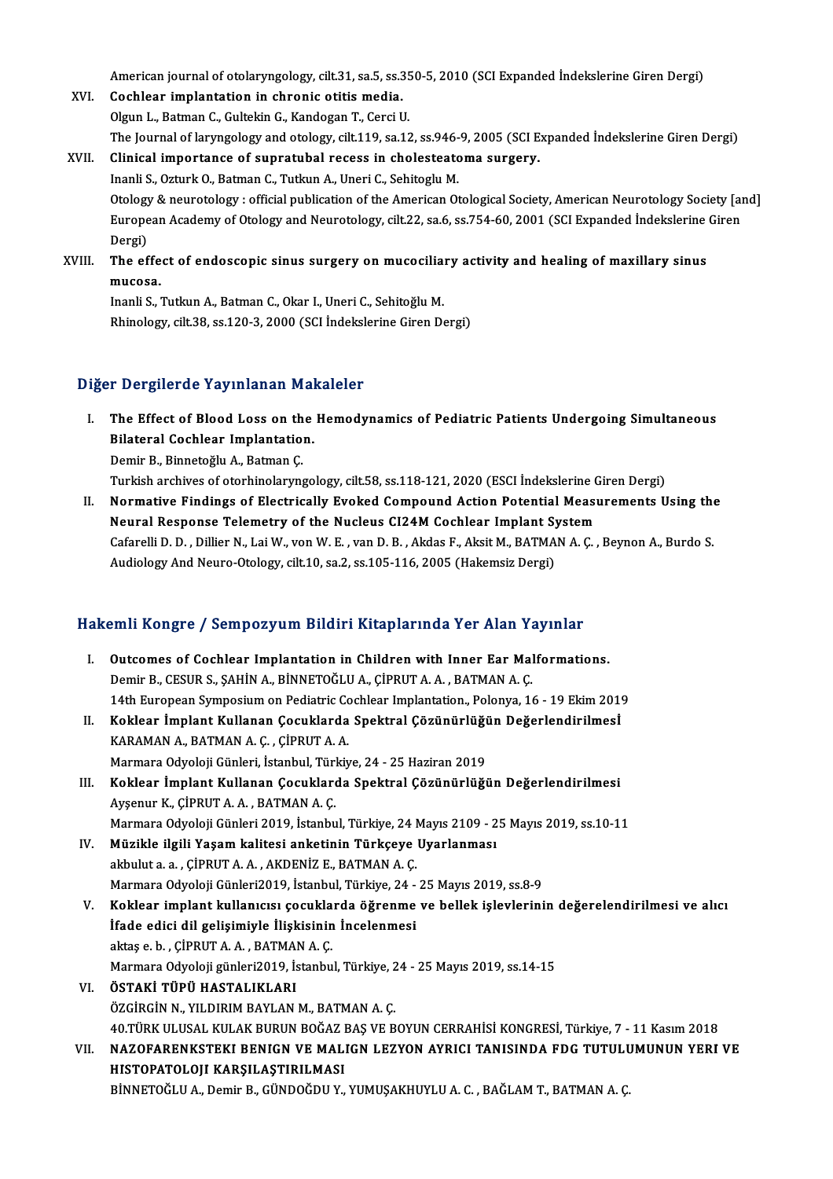American journal of otolaryngology, cilt.31, sa.5, ss.350-5, 2010 (SCI Expanded İndekslerine Giren Dergi)

XVI. **Cochlear implantation in chronic otitis media.**
Olgun L., Batman C., Gultekin G., Kandogan T., Cerci U.
The Journal of laryngology and otology, cilt.119, sa.12, ss.946-9, 2005 (SCI Expanded İndekslerine Giren Dergi)

XVII. **Clinical importance of supratubal recess in cholesteatoma surgery.**
Inanli S., Ozturk O., Batman C., Tutkun A., Uneri C., Sehitoglu M.
Otology & neurotology : official publication of the American Otological Society, American Neurotology Society [and] European Academy of Otology and Neurotology, cilt.22, sa.6, ss.754-60, 2001 (SCI Expanded İndekslerine Giren Dergi)

XVIII. **The effect of endoscopic sinus surgery on mucociliary activity and healing of maxillary sinus mucosa.**
Inanli S., Tutkun A., Batman C., Okar I., Uneri C., Sehitoğlu M.
Rhinology, cilt.38, ss.120-3, 2000 (SCI İndekslerine Giren Dergi)

## Diğer Dergilerde Yayınlanan Makaleler

I. **The Effect of Blood Loss on the Hemodynamics of Pediatric Patients Undergoing Simultaneous Bilateral Cochlear Implantation.**
Demir B., Binnetoğlu A., Batman Ç.
Turkish archives of otorhinolaryngology, cilt.58, ss.118-121, 2020 (ESCI İndekslerine Giren Dergi)

II. **Normative Findings of Electrically Evoked Compound Action Potential Measurements Using the Neural Response Telemetry of the Nucleus CI24M Cochlear Implant System**
Cafarelli D. D. , Dillier N., Lai W., von W. E. , van D. B. , Akdas F., Aksit M., BATMAN A. Ç. , Beynon A., Burdo S.
Audiology And Neuro-Otology, cilt.10, sa.2, ss.105-116, 2005 (Hakemsiz Dergi)

## Hakemli Kongre / Sempozyum Bildiri Kitaplarında Yer Alan Yayınlar

I. **Outcomes of Cochlear Implantation in Children with Inner Ear Malformations.**
Demir B., CESUR S., ŞAHİN A., BİNNETOĞLU A., ÇİPRUT A. A. , BATMAN A. Ç.
14th European Symposium on Pediatric Cochlear Implantation., Polonya, 16 - 19 Ekim 2019

II. **Koklear İmplant Kullanan Çocuklarda Spektral Çözünürlüğün Değerlendirilmesİ**
KARAMAN A., BATMAN A. Ç. , ÇİPRUT A. A.
Marmara Odyoloji Günleri, İstanbul, Türkiye, 24 - 25 Haziran 2019

III. **Koklear İmplant Kullanan Çocuklarda Spektral Çözünürlüğün Değerlendirilmesi**
Ayşenur K., ÇİPRUT A. A. , BATMAN A. Ç.
Marmara Odyoloji Günleri 2019, İstanbul, Türkiye, 24 Mayıs 2109 - 25 Mayıs 2019, ss.10-11

IV. **Müzikle ilgili Yaşam kalitesi anketinin Türkçeye Uyarlanması**
akbulut a. a. , ÇİPRUT A. A. , AKDENİZ E., BATMAN A. Ç.
Marmara Odyoloji Günleri2019, İstanbul, Türkiye, 24 - 25 Mayıs 2019, ss.8-9

V. **Koklear implant kullanıcısı çocuklarda öğrenme ve bellek işlevlerinin değerelendirilmesi ve alıcı İfade edici dil gelişimiyle İlişkisinin İncelenmesi**
aktaş e. b. , ÇİPRUT A. A. , BATMAN A. Ç.
Marmara Odyoloji günleri2019, İstanbul, Türkiye, 24 - 25 Mayıs 2019, ss.14-15

VI. **ÖSTAKİ TÜPÜ HASTALIKLARI**
ÖZGİRGİN N., YILDIRIM BAYLAN M., BATMAN A. Ç.
40.TÜRK ULUSAL KULAK BURUN BOĞAZ BAŞ VE BOYUN CERRAHİSİ KONGRESİ, Türkiye, 7 - 11 Kasım 2018

VII. **NAZOFARENKSTEKI BENIGN VE MALIGN LEZYON AYRICI TANISINDA FDG TUTULUMUNUN YERI VE HISTOPATOLOJI KARŞILAŞTIRILMASI**
BİNNETOĞLU A., Demir B., GÜNDOĞDU Y., YUMUŞAKHUYLU A. C. , BAĞLAM T., BATMAN A. Ç.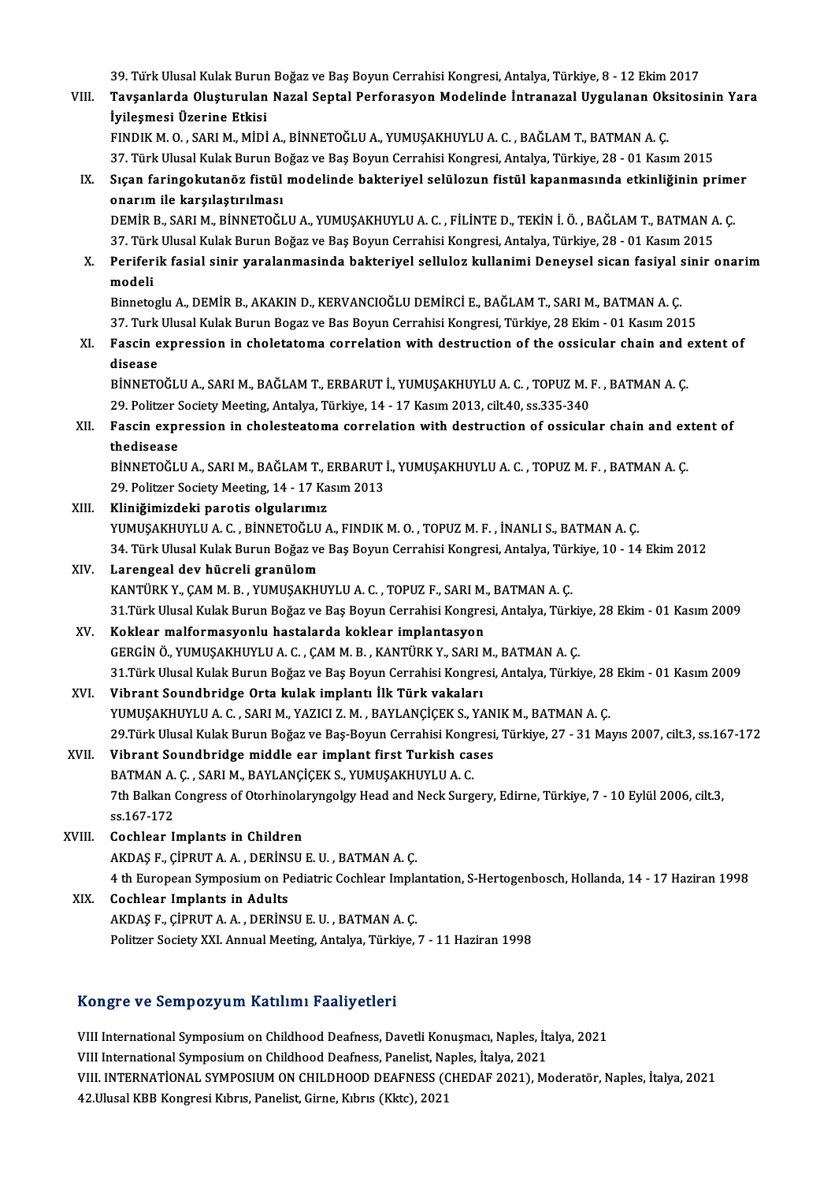39. Türk Ulusal Kulak Burun Boğaz ve Baş Boyun Cerrahisi Kongresi, Antalya, Türkiye, 8 - 12 Ekim 2017

VIII. **Tavşanlarda Oluşturulan Nazal Septal Perforasyon Modelinde İntranazal Uygulanan Oksitosinin Yara İyileşmesi Üzerine Etkisi**
FINDIK M. O. , SARI M., MİDİ A., BİNNETOĞLU A., YUMUŞAKHUYLU A. C. , BAĞLAM T., BATMAN A. Ç.
37. Türk Ulusal Kulak Burun Boğaz ve Baş Boyun Cerrahisi Kongresi, Antalya, Türkiye, 28 - 01 Kasım 2015

IX. **Sıçan faringokutanöz fistül modelinde bakteriyel selülozun fistül kapanmasında etkinliğinin primer onarım ile karşılaştırılması**
DEMİR B., SARI M., BİNNETOĞLU A., YUMUŞAKHUYLU A. C. , FİLİNTE D., TEKİN İ. Ö. , BAĞLAM T., BATMAN A. Ç.
37. Türk Ulusal Kulak Burun Boğaz ve Baş Boyun Cerrahisi Kongresi, Antalya, Türkiye, 28 - 01 Kasım 2015

X. **Periferik fasial sinir yaralanmasinda bakteriyel selluloz kullanimi Deneysel sican fasiyal sinir onarim modeli**
Binnetoglu A., DEMİR B., AKAKIN D., KERVANCIOĞLU DEMİRCİ E., BAĞLAM T., SARI M., BATMAN A. Ç.
37. Turk Ulusal Kulak Burun Bogaz ve Bas Boyun Cerrahisi Kongresi, Türkiye, 28 Ekim - 01 Kasım 2015

XI. **Fascin expression in choletatoma correlation with destruction of the ossicular chain and extent of disease**
BİNNETOĞLU A., SARI M., BAĞLAM T., ERBARUT İ., YUMUŞAKHUYLU A. C. , TOPUZ M. F. , BATMAN A. Ç.
29. Politzer Society Meeting, Antalya, Türkiye, 14 - 17 Kasım 2013, cilt.40, ss.335-340

XII. **Fascin expression in cholesteatoma correlation with destruction of ossicular chain and extent of thedisease**
BİNNETOĞLU A., SARI M., BAĞLAM T., ERBARUT İ., YUMUŞAKHUYLU A. C. , TOPUZ M. F. , BATMAN A. Ç.
29. Politzer Society Meeting, 14 - 17 Kasım 2013

XIII. **Kliniğimizdeki parotis olgularımız**
YUMUŞAKHUYLU A. C. , BİNNETOĞLU A., FINDIK M. O. , TOPUZ M. F. , İNANLI S., BATMAN A. Ç.
34. Türk Ulusal Kulak Burun Boğaz ve Baş Boyun Cerrahisi Kongresi, Antalya, Türkiye, 10 - 14 Ekim 2012

XIV. **Larengeal dev hücreli granülom**
KANTÜRK Y., ÇAM M. B. , YUMUŞAKHUYLU A. C. , TOPUZ F., SARI M., BATMAN A. Ç.
31.Türk Ulusal Kulak Burun Boğaz ve Baş Boyun Cerrahisi Kongresi, Antalya, Türkiye, 28 Ekim - 01 Kasım 2009

XV. **Koklear malformasyonlu hastalarda koklear implantasyon**
GERGİN Ö., YUMUŞAKHUYLU A. C. , ÇAM M. B. , KANTÜRK Y., SARI M., BATMAN A. Ç.
31.Türk Ulusal Kulak Burun Boğaz ve Baş Boyun Cerrahisi Kongresi, Antalya, Türkiye, 28 Ekim - 01 Kasım 2009

XVI. **Vibrant Soundbridge Orta kulak implantı İlk Türk vakaları**
YUMUŞAKHUYLU A. C. , SARI M., YAZICI Z. M. , BAYLANÇİÇEK S., YANIK M., BATMAN A. Ç.
29.Türk Ulusal Kulak Burun Boğaz ve Baş-Boyun Cerrahisi Kongresi, Türkiye, 27 - 31 Mayıs 2007, cilt.3, ss.167-172

XVII. **Vibrant Soundbridge middle ear implant first Turkish cases**
BATMAN A. Ç. , SARI M., BAYLANÇİÇEK S., YUMUŞAKHUYLU A. C.
7th Balkan Congress of Otorhinolaryngolgy Head and Neck Surgery, Edirne, Türkiye, 7 - 10 Eylül 2006, cilt.3, ss.167-172

XVIII. **Cochlear Implants in Children**
AKDAŞ F., ÇİPRUT A. A. , DERİNSU E. U. , BATMAN A. Ç.
4 th European Symposium on Pediatric Cochlear Implantation, S-Hertogenbosch, Hollanda, 14 - 17 Haziran 1998

XIX. **Cochlear Implants in Adults**
AKDAŞ F., ÇİPRUT A. A. , DERİNSU E. U. , BATMAN A. Ç.
Politzer Society XXI. Annual Meeting, Antalya, Türkiye, 7 - 11 Haziran 1998

## Kongre ve Sempozyum Katılımı Faaliyetleri

VIII International Symposium on Childhood Deafness, Davetli Konuşmacı, Naples, İtalya, 2021
VIII International Symposium on Childhood Deafness, Panelist, Naples, İtalya, 2021
VIII. INTERNATİONAL SYMPOSIUM ON CHILDHOOD DEAFNESS (CHEDAF 2021), Moderatör, Naples, İtalya, 2021
42.Ulusal KBB Kongresi Kıbrıs, Panelist, Girne, Kıbrıs (Kktc), 2021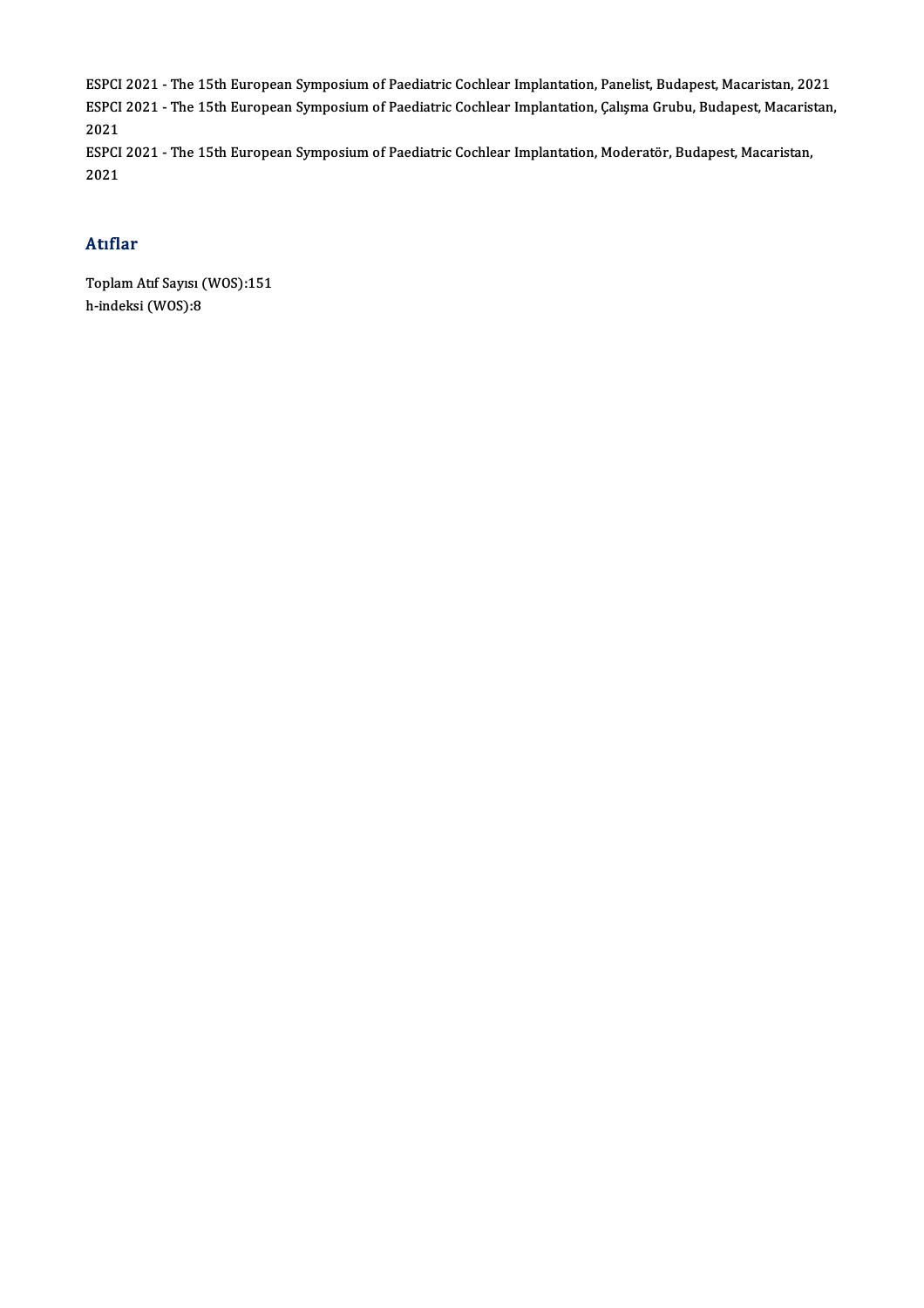ESPCI 2021 - The 15th European Symposium of Paediatric Cochlear Implantation, Panelist, Budapest, Macaristan, 2021
ESPCI 2021 - The 15th European Symposium of Paediatric Cochlear Implantation, Çalışma Grubu, Budapest, Macaristan, 2021
ESPCI 2021 - The 15th European Symposium of Paediatric Cochlear Implantation, Moderatör, Budapest, Macaristan, 2021

## Atıflar

Toplam Atıf Sayısı (WOS):151
h-indeksi (WOS):8